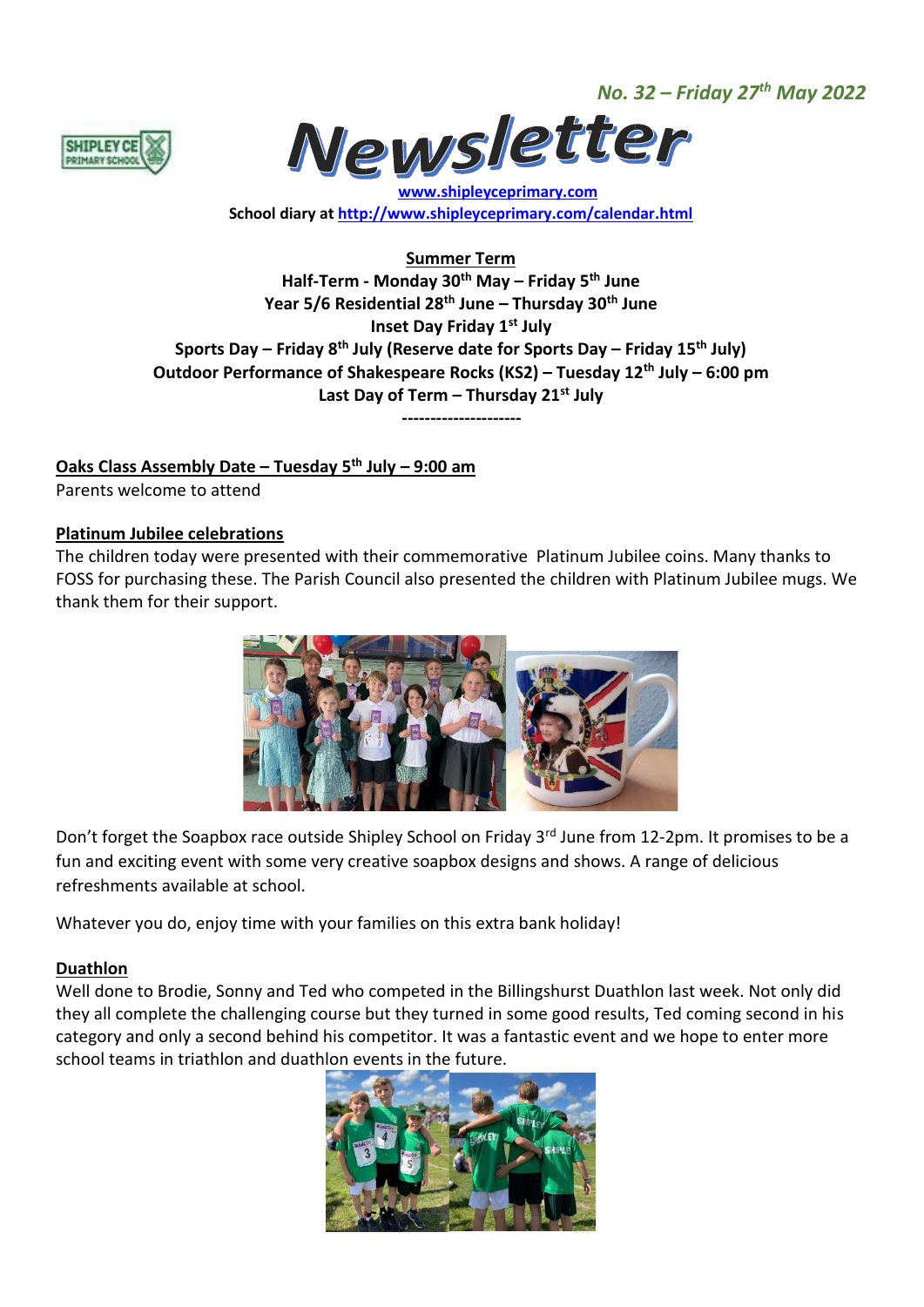*No. 32 – Friday 27th May 2022*

# Newsletter

**[www.shipleyceprimary.com](http://www.shipleyceprimary.com)**

**School diary at [http://www.shipleyceprimary.com/calendar.html](http://www.shipleyceprimary.com/calendar.html)**

**Summer Term**

**Half-Term - Monday 30th May – Friday 5th June**

**Year 5/6 Residential 28th June – Thursday 30th June**

**Inset Day Friday 1st July**

**Sports Day – Friday 8th July (Reserve date for Sports Day – Friday 15th July)**

**Outdoor Performance of Shakespeare Rocks (KS2) – Tuesday 12th July – 6:00 pm**

**Last Day of Term – Thursday 21st July**

**---------------------**

**Oaks Class Assembly Date – Tuesday 5th July – 9:00 am**

Parents welcome to attend

**Platinum Jubilee celebrations**

The children today were presented with their commemorative Platinum Jubilee coins. Many thanks to FOSS for purchasing these. The Parish Council also presented the children with Platinum Jubilee mugs. We thank them for their support.

Don't forget the Soapbox race outside Shipley School on Friday 3rd June from 12-2pm. It promises to be a fun and exciting event with some very creative soapbox designs and shows. A range of delicious refreshments available at school.

Whatever you do, enjoy time with your families on this extra bank holiday!

**Duathlon**

Well done to Brodie, Sonny and Ted who competed in the Billingshurst Duathlon last week. Not only did they all complete the challenging course but they turned in some good results, Ted coming second in his category and only a second behind his competitor. It was a fantastic event and we hope to enter more school teams in triathlon and duathlon events in the future.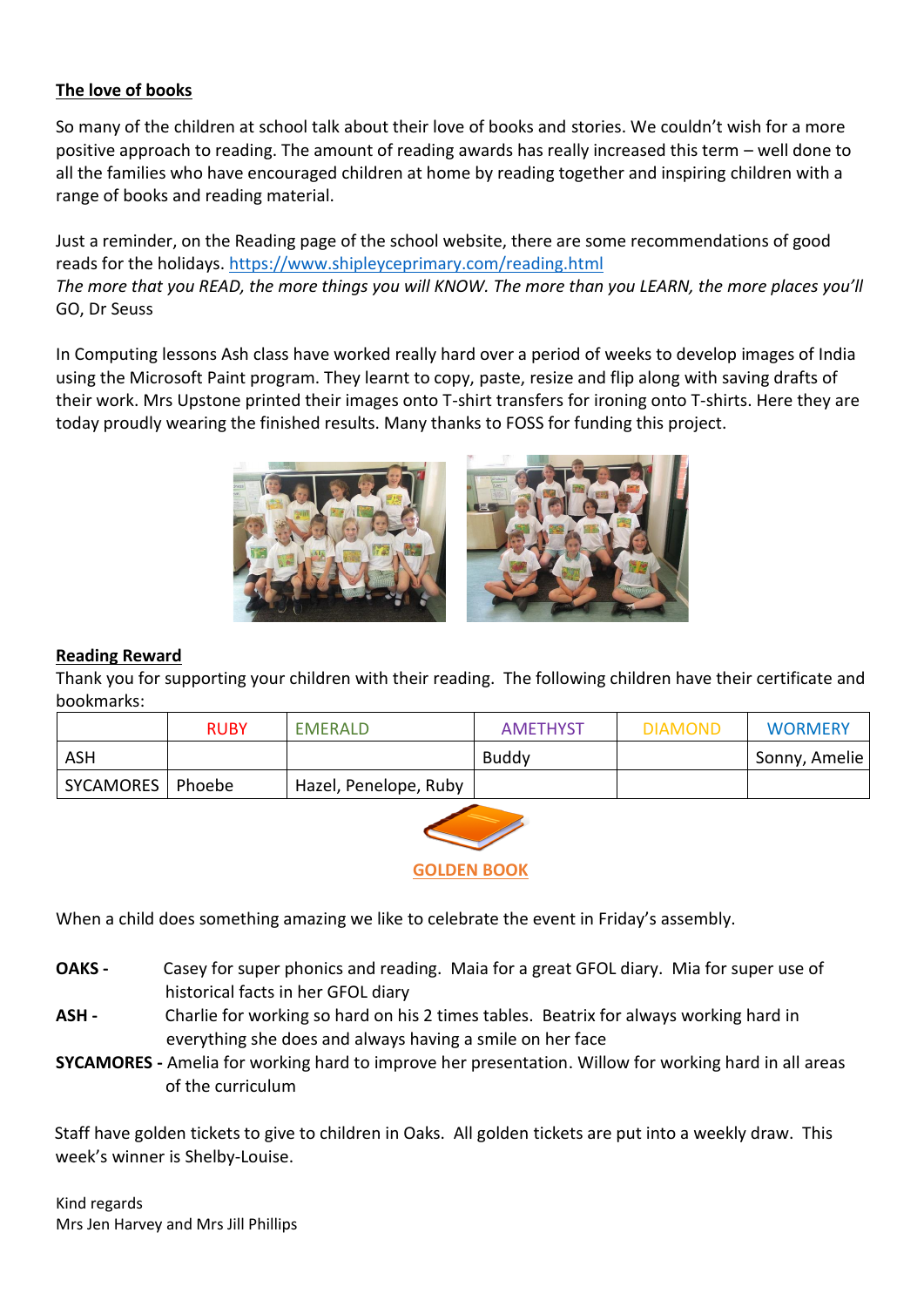**The love of books**

So many of the children at school talk about their love of books and stories. We couldn't wish for a more positive approach to reading. The amount of reading awards has really increased this term – well done to all the families who have encouraged children at home by reading together and inspiring children with a range of books and reading material.

Just a reminder, on the Reading page of the school website, there are some recommendations of good reads for the holidays. https://www.shipleyceprimary.com/reading.html
*The more that you READ, the more things you will KNOW. The more than you LEARN, the more places you'll* GO, Dr Seuss

In Computing lessons Ash class have worked really hard over a period of weeks to develop images of India using the Microsoft Paint program. They learnt to copy, paste, resize and flip along with saving drafts of their work. Mrs Upstone printed their images onto T-shirt transfers for ironing onto T-shirts. Here they are today proudly wearing the finished results. Many thanks to FOSS for funding this project.

**Reading Reward**

Thank you for supporting your children with their reading. The following children have their certificate and bookmarks:

| | RUBY | EMERALD | AMETHYST | DIAMOND | WORMERY |
|---|---|---|---|---|---|
| ASH | | | Buddy | | Sonny, Amelie |
| SYCAMORES | Phoebe | Hazel, Penelope, Ruby | | | |

**GOLDEN BOOK**

When a child does something amazing we like to celebrate the event in Friday's assembly.

**OAKS -** Casey for super phonics and reading. Maia for a great GFOL diary. Mia for super use of historical facts in her GFOL diary

**ASH -** Charlie for working so hard on his 2 times tables. Beatrix for always working hard in everything she does and always having a smile on her face

**SYCAMORES -** Amelia for working hard to improve her presentation. Willow for working hard in all areas of the curriculum

Staff have golden tickets to give to children in Oaks. All golden tickets are put into a weekly draw. This week's winner is Shelby-Louise.

Kind regards
Mrs Jen Harvey and Mrs Jill Phillips